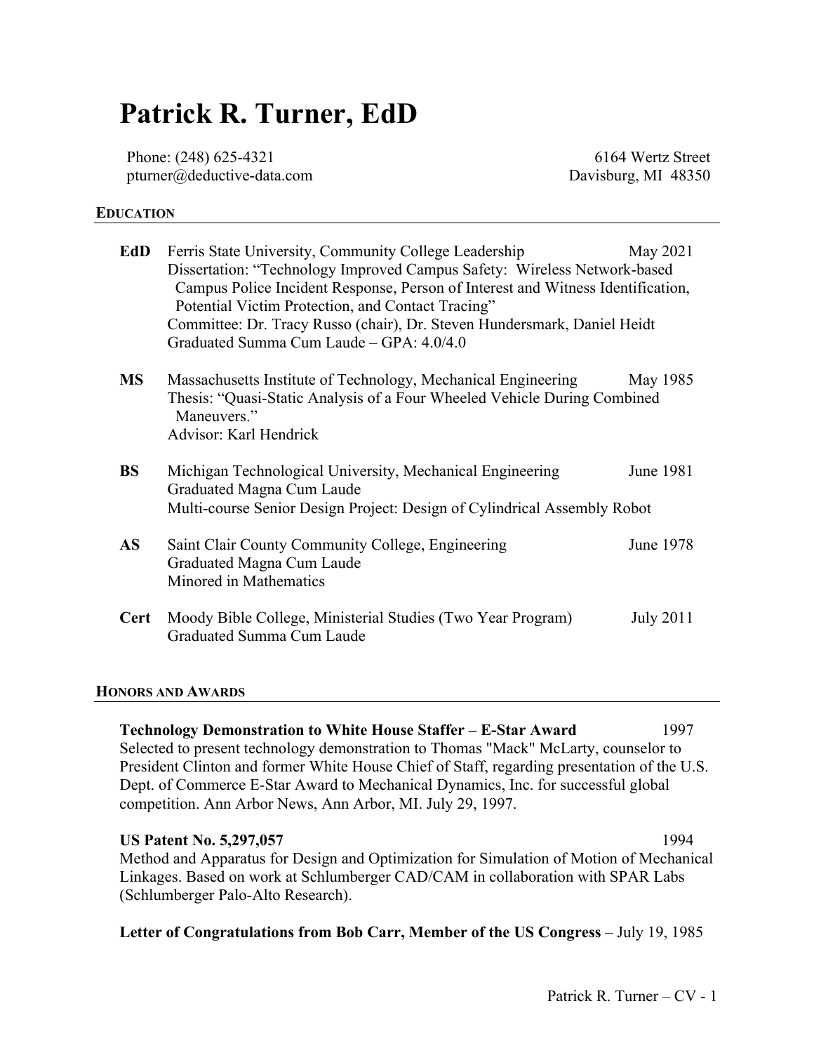# Patrick R. Turner, EdD

Phone: (248) 625-4321
pturner@deductive-data.com

6164 Wertz Street
Davisburg, MI 48350

## Education

**EdD** Ferris State University, Community College Leadership — May 2021
Dissertation: "Technology Improved Campus Safety: Wireless Network-based Campus Police Incident Response, Person of Interest and Witness Identification, Potential Victim Protection, and Contact Tracing"
Committee: Dr. Tracy Russo (chair), Dr. Steven Hundersmark, Daniel Heidt
Graduated Summa Cum Laude – GPA: 4.0/4.0

**MS** Massachusetts Institute of Technology, Mechanical Engineering — May 1985
Thesis: "Quasi-Static Analysis of a Four Wheeled Vehicle During Combined Maneuvers."
Advisor: Karl Hendrick

**BS** Michigan Technological University, Mechanical Engineering — June 1981
Graduated Magna Cum Laude
Multi-course Senior Design Project: Design of Cylindrical Assembly Robot

**AS** Saint Clair County Community College, Engineering — June 1978
Graduated Magna Cum Laude
Minored in Mathematics

**Cert** Moody Bible College, Ministerial Studies (Two Year Program) — July 2011
Graduated Summa Cum Laude

## Honors and Awards

**Technology Demonstration to White House Staffer – E-Star Award** — 1997
Selected to present technology demonstration to Thomas "Mack" McLarty, counselor to President Clinton and former White House Chief of Staff, regarding presentation of the U.S. Dept. of Commerce E-Star Award to Mechanical Dynamics, Inc. for successful global competition. Ann Arbor News, Ann Arbor, MI. July 29, 1997.

**US Patent No. 5,297,057** — 1994
Method and Apparatus for Design and Optimization for Simulation of Motion of Mechanical Linkages. Based on work at Schlumberger CAD/CAM in collaboration with SPAR Labs (Schlumberger Palo-Alto Research).

**Letter of Congratulations from Bob Carr, Member of the US Congress** – July 19, 1985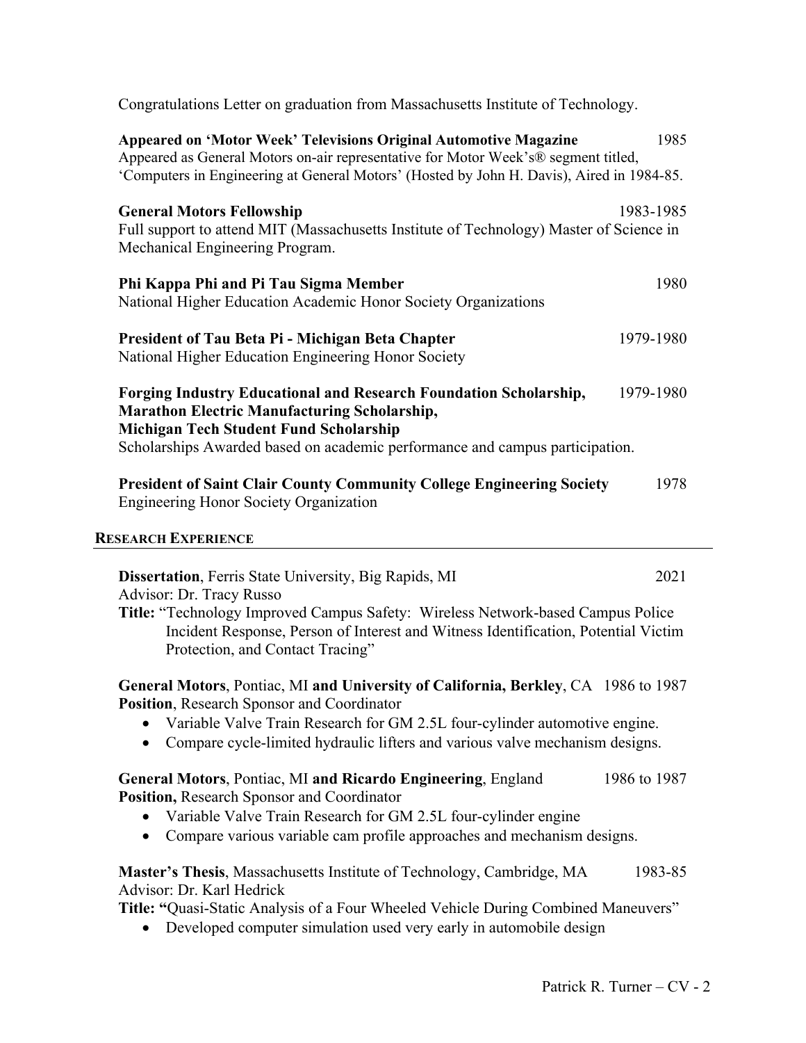Congratulations Letter on graduation from Massachusetts Institute of Technology.

**Appeared on 'Motor Week' Televisions Original Automotive Magazine** 1985
Appeared as General Motors on-air representative for Motor Week's® segment titled, 'Computers in Engineering at General Motors' (Hosted by John H. Davis), Aired in 1984-85.

**General Motors Fellowship** 1983-1985
Full support to attend MIT (Massachusetts Institute of Technology) Master of Science in Mechanical Engineering Program.

**Phi Kappa Phi and Pi Tau Sigma Member** 1980
National Higher Education Academic Honor Society Organizations

**President of Tau Beta Pi - Michigan Beta Chapter** 1979-1980
National Higher Education Engineering Honor Society

**Forging Industry Educational and Research Foundation Scholarship,** 1979-1980
**Marathon Electric Manufacturing Scholarship,**
**Michigan Tech Student Fund Scholarship**
Scholarships Awarded based on academic performance and campus participation.

**President of Saint Clair County Community College Engineering Society** 1978
Engineering Honor Society Organization

## RESEARCH EXPERIENCE

**Dissertation**, Ferris State University, Big Rapids, MI 2021
Advisor: Dr. Tracy Russo
**Title:** "Technology Improved Campus Safety: Wireless Network-based Campus Police Incident Response, Person of Interest and Witness Identification, Potential Victim Protection, and Contact Tracing"

**General Motors**, Pontiac, MI **and University of California, Berkley**, CA 1986 to 1987
**Position**, Research Sponsor and Coordinator

- Variable Valve Train Research for GM 2.5L four-cylinder automotive engine.
- Compare cycle-limited hydraulic lifters and various valve mechanism designs.

**General Motors**, Pontiac, MI **and Ricardo Engineering**, England 1986 to 1987
**Position,** Research Sponsor and Coordinator

- Variable Valve Train Research for GM 2.5L four-cylinder engine
- Compare various variable cam profile approaches and mechanism designs.

**Master's Thesis**, Massachusetts Institute of Technology, Cambridge, MA 1983-85
Advisor: Dr. Karl Hedrick
**Title: "**Quasi-Static Analysis of a Four Wheeled Vehicle During Combined Maneuvers"

- Developed computer simulation used very early in automobile design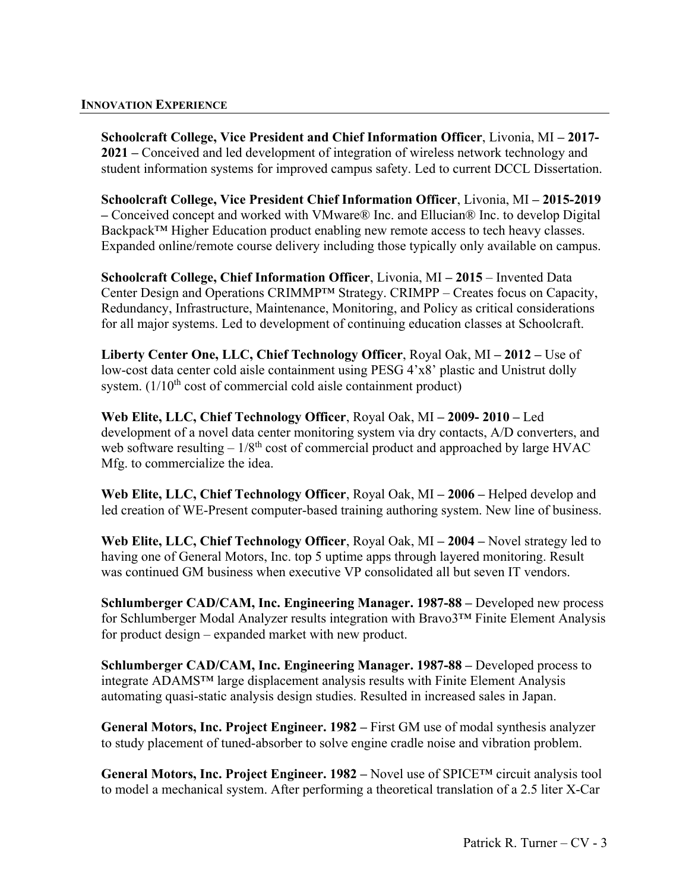## INNOVATION EXPERIENCE

**Schoolcraft College, Vice President and Chief Information Officer**, Livonia, MI **– 2017-2021 –** Conceived and led development of integration of wireless network technology and student information systems for improved campus safety. Led to current DCCL Dissertation.

**Schoolcraft College, Vice President Chief Information Officer**, Livonia, MI **– 2015-2019 –** Conceived concept and worked with VMware® Inc. and Ellucian® Inc. to develop Digital Backpack™ Higher Education product enabling new remote access to tech heavy classes. Expanded online/remote course delivery including those typically only available on campus.

**Schoolcraft College, Chief Information Officer**, Livonia, MI **– 2015** – Invented Data Center Design and Operations CRIMMP™ Strategy. CRIMPP – Creates focus on Capacity, Redundancy, Infrastructure, Maintenance, Monitoring, and Policy as critical considerations for all major systems. Led to development of continuing education classes at Schoolcraft.

**Liberty Center One, LLC, Chief Technology Officer**, Royal Oak, MI **– 2012 –** Use of low-cost data center cold aisle containment using PESG 4'x8' plastic and Unistrut dolly system. (1/10th cost of commercial cold aisle containment product)

**Web Elite, LLC, Chief Technology Officer**, Royal Oak, MI **– 2009- 2010 –** Led development of a novel data center monitoring system via dry contacts, A/D converters, and web software resulting – 1/8th cost of commercial product and approached by large HVAC Mfg. to commercialize the idea.

**Web Elite, LLC, Chief Technology Officer**, Royal Oak, MI **– 2006 –** Helped develop and led creation of WE-Present computer-based training authoring system. New line of business.

**Web Elite, LLC, Chief Technology Officer**, Royal Oak, MI **– 2004 –** Novel strategy led to having one of General Motors, Inc. top 5 uptime apps through layered monitoring. Result was continued GM business when executive VP consolidated all but seven IT vendors.

**Schlumberger CAD/CAM, Inc. Engineering Manager. 1987-88 –** Developed new process for Schlumberger Modal Analyzer results integration with Bravo3™ Finite Element Analysis for product design – expanded market with new product.

**Schlumberger CAD/CAM, Inc. Engineering Manager. 1987-88 –** Developed process to integrate ADAMS™ large displacement analysis results with Finite Element Analysis automating quasi-static analysis design studies. Resulted in increased sales in Japan.

**General Motors, Inc. Project Engineer. 1982 –** First GM use of modal synthesis analyzer to study placement of tuned-absorber to solve engine cradle noise and vibration problem.

**General Motors, Inc. Project Engineer. 1982 –** Novel use of SPICE™ circuit analysis tool to model a mechanical system. After performing a theoretical translation of a 2.5 liter X-Car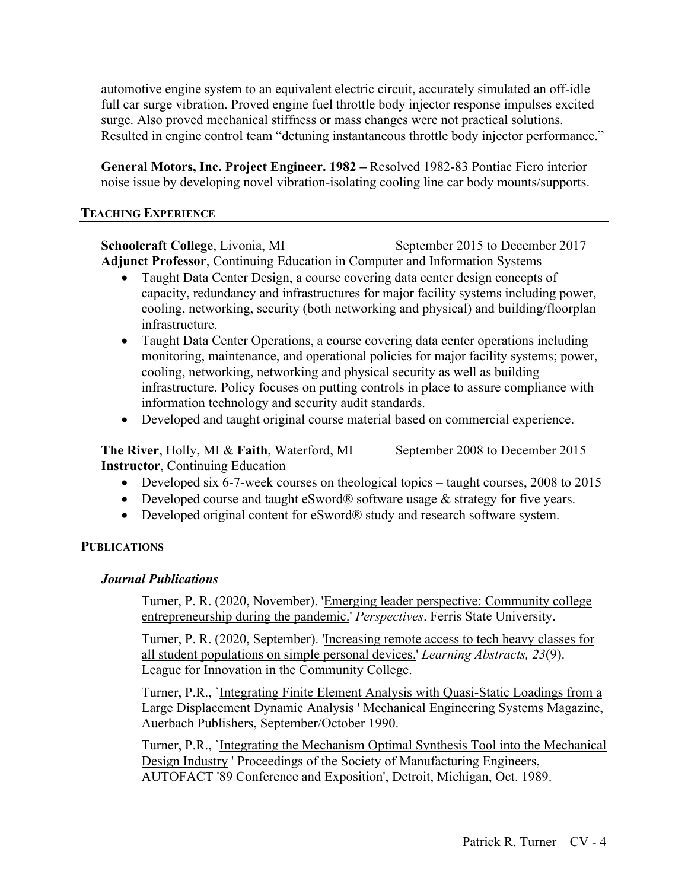automotive engine system to an equivalent electric circuit, accurately simulated an off-idle full car surge vibration. Proved engine fuel throttle body injector response impulses excited surge. Also proved mechanical stiffness or mass changes were not practical solutions. Resulted in engine control team "detuning instantaneous throttle body injector performance."

**General Motors, Inc. Project Engineer. 1982 –** Resolved 1982-83 Pontiac Fiero interior noise issue by developing novel vibration-isolating cooling line car body mounts/supports.

## TEACHING EXPERIENCE

**Schoolcraft College**, Livonia, MI — September 2015 to December 2017
**Adjunct Professor**, Continuing Education in Computer and Information Systems

- Taught Data Center Design, a course covering data center design concepts of capacity, redundancy and infrastructures for major facility systems including power, cooling, networking, security (both networking and physical) and building/floorplan infrastructure.
- Taught Data Center Operations, a course covering data center operations including monitoring, maintenance, and operational policies for major facility systems; power, cooling, networking, networking and physical security as well as building infrastructure. Policy focuses on putting controls in place to assure compliance with information technology and security audit standards.
- Developed and taught original course material based on commercial experience.

**The River**, Holly, MI & **Faith**, Waterford, MI — September 2008 to December 2015
**Instructor**, Continuing Education

- Developed six 6-7-week courses on theological topics – taught courses, 2008 to 2015
- Developed course and taught eSword® software usage & strategy for five years.
- Developed original content for eSword® study and research software system.

## PUBLICATIONS

### *Journal Publications*

Turner, P. R. (2020, November). 'Emerging leader perspective: Community college entrepreneurship during the pandemic.' *Perspectives*. Ferris State University.

Turner, P. R. (2020, September). 'Increasing remote access to tech heavy classes for all student populations on simple personal devices.' *Learning Abstracts, 23*(9). League for Innovation in the Community College.

Turner, P.R., `Integrating Finite Element Analysis with Quasi-Static Loadings from a Large Displacement Dynamic Analysis ' Mechanical Engineering Systems Magazine, Auerbach Publishers, September/October 1990.

Turner, P.R., `Integrating the Mechanism Optimal Synthesis Tool into the Mechanical Design Industry ' Proceedings of the Society of Manufacturing Engineers, AUTOFACT '89 Conference and Exposition', Detroit, Michigan, Oct. 1989.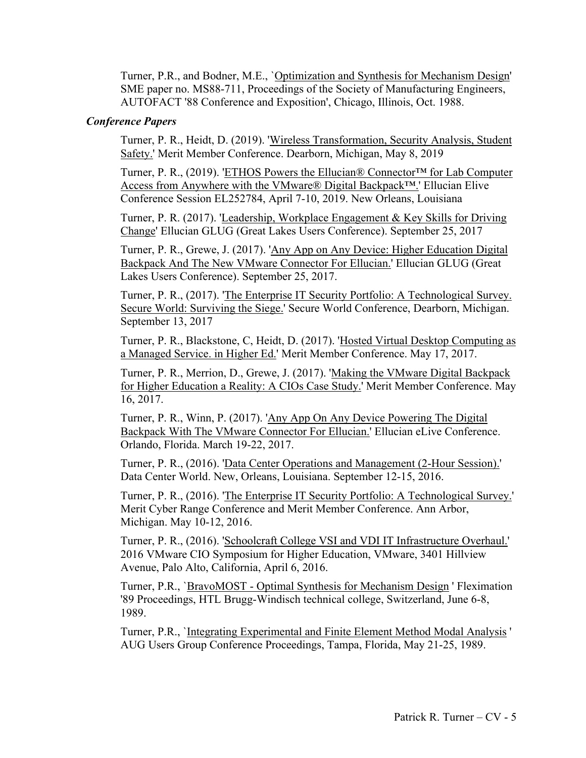Turner, P.R., and Bodner, M.E., `Optimization and Synthesis for Mechanism Design' SME paper no. MS88-711, Proceedings of the Society of Manufacturing Engineers, AUTOFACT '88 Conference and Exposition', Chicago, Illinois, Oct. 1988.

***Conference Papers***

Turner, P. R., Heidt, D. (2019). 'Wireless Transformation, Security Analysis, Student Safety.' Merit Member Conference. Dearborn, Michigan, May 8, 2019

Turner, P. R., (2019). 'ETHOS Powers the Ellucian® Connector™ for Lab Computer Access from Anywhere with the VMware® Digital Backpack™.' Ellucian Elive Conference Session EL252784, April 7-10, 2019. New Orleans, Louisiana

Turner, P. R. (2017). 'Leadership, Workplace Engagement & Key Skills for Driving Change' Ellucian GLUG (Great Lakes Users Conference). September 25, 2017

Turner, P. R., Grewe, J. (2017). 'Any App on Any Device: Higher Education Digital Backpack And The New VMware Connector For Ellucian.' Ellucian GLUG (Great Lakes Users Conference). September 25, 2017.

Turner, P. R., (2017). 'The Enterprise IT Security Portfolio: A Technological Survey. Secure World: Surviving the Siege.' Secure World Conference, Dearborn, Michigan. September 13, 2017

Turner, P. R., Blackstone, C, Heidt, D. (2017). 'Hosted Virtual Desktop Computing as a Managed Service. in Higher Ed.' Merit Member Conference. May 17, 2017.

Turner, P. R., Merrion, D., Grewe, J. (2017). 'Making the VMware Digital Backpack for Higher Education a Reality: A CIOs Case Study.' Merit Member Conference. May 16, 2017.

Turner, P. R., Winn, P. (2017). 'Any App On Any Device Powering The Digital Backpack With The VMware Connector For Ellucian.' Ellucian eLive Conference. Orlando, Florida. March 19-22, 2017.

Turner, P. R., (2016). 'Data Center Operations and Management (2-Hour Session).' Data Center World. New, Orleans, Louisiana. September 12-15, 2016.

Turner, P. R., (2016). 'The Enterprise IT Security Portfolio: A Technological Survey.' Merit Cyber Range Conference and Merit Member Conference. Ann Arbor, Michigan. May 10-12, 2016.

Turner, P. R., (2016). 'Schoolcraft College VSI and VDI IT Infrastructure Overhaul.' 2016 VMware CIO Symposium for Higher Education, VMware, 3401 Hillview Avenue, Palo Alto, California, April 6, 2016.

Turner, P.R., `BravoMOST - Optimal Synthesis for Mechanism Design ' Fleximation '89 Proceedings, HTL Brugg-Windisch technical college, Switzerland, June 6-8, 1989.

Turner, P.R., `Integrating Experimental and Finite Element Method Modal Analysis ' AUG Users Group Conference Proceedings, Tampa, Florida, May 21-25, 1989.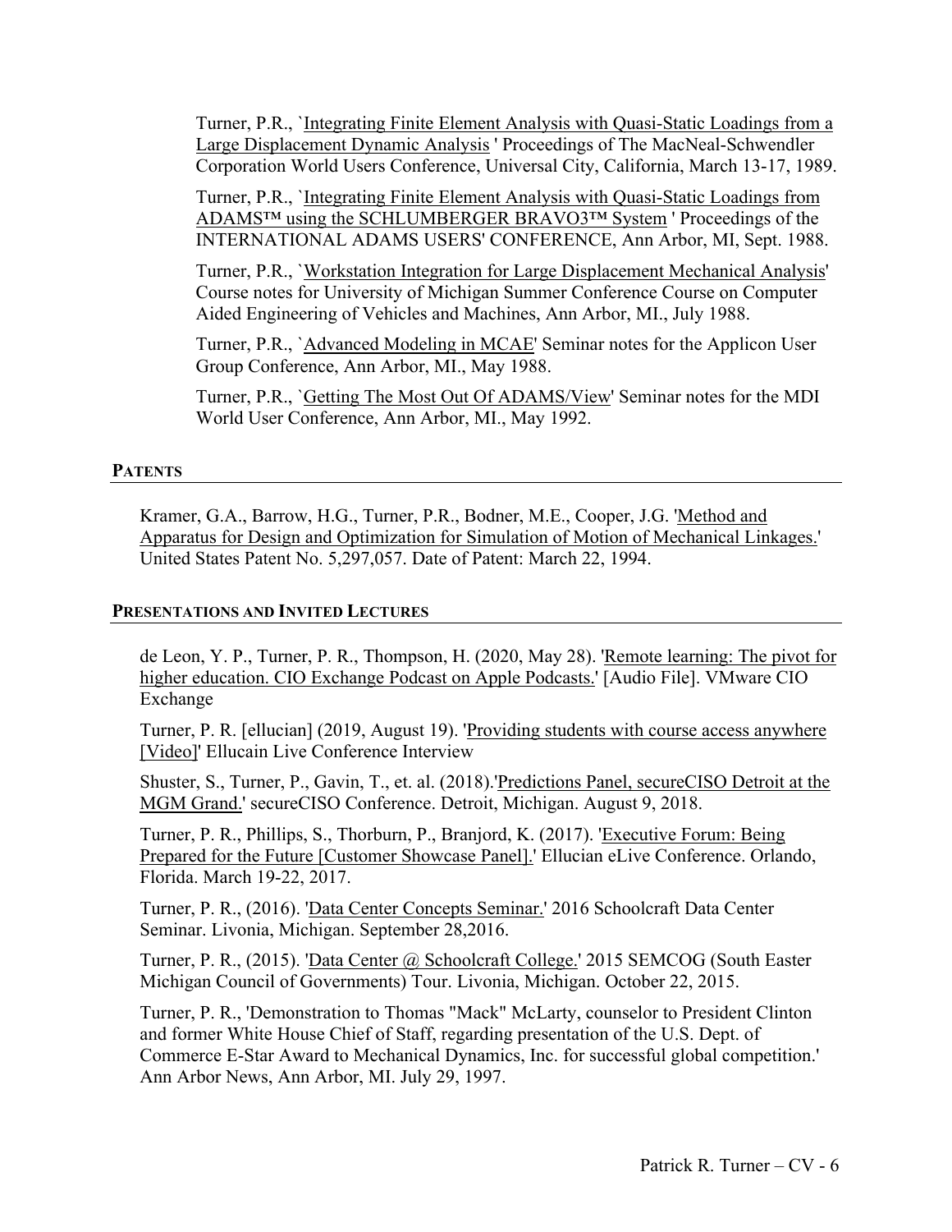Turner, P.R., `Integrating Finite Element Analysis with Quasi-Static Loadings from a Large Displacement Dynamic Analysis ' Proceedings of The MacNeal-Schwendler Corporation World Users Conference, Universal City, California, March 13-17, 1989.

Turner, P.R., `Integrating Finite Element Analysis with Quasi-Static Loadings from ADAMS™ using the SCHLUMBERGER BRAVO3™ System ' Proceedings of the INTERNATIONAL ADAMS USERS' CONFERENCE, Ann Arbor, MI, Sept. 1988.

Turner, P.R., `Workstation Integration for Large Displacement Mechanical Analysis' Course notes for University of Michigan Summer Conference Course on Computer Aided Engineering of Vehicles and Machines, Ann Arbor, MI., July 1988.

Turner, P.R., `Advanced Modeling in MCAE' Seminar notes for the Applicon User Group Conference, Ann Arbor, MI., May 1988.

Turner, P.R., `Getting The Most Out Of ADAMS/View' Seminar notes for the MDI World User Conference, Ann Arbor, MI., May 1992.

## PATENTS

Kramer, G.A., Barrow, H.G., Turner, P.R., Bodner, M.E., Cooper, J.G. 'Method and Apparatus for Design and Optimization for Simulation of Motion of Mechanical Linkages.' United States Patent No. 5,297,057. Date of Patent: March 22, 1994.

## PRESENTATIONS AND INVITED LECTURES

de Leon, Y. P., Turner, P. R., Thompson, H. (2020, May 28). 'Remote learning: The pivot for higher education. CIO Exchange Podcast on Apple Podcasts.' [Audio File]. VMware CIO Exchange

Turner, P. R. [ellucian] (2019, August 19). 'Providing students with course access anywhere [Video]' Ellucain Live Conference Interview

Shuster, S., Turner, P., Gavin, T., et. al. (2018).'Predictions Panel, secureCISO Detroit at the MGM Grand.' secureCISO Conference. Detroit, Michigan. August 9, 2018.

Turner, P. R., Phillips, S., Thorburn, P., Branjord, K. (2017). 'Executive Forum: Being Prepared for the Future [Customer Showcase Panel].' Ellucian eLive Conference. Orlando, Florida. March 19-22, 2017.

Turner, P. R., (2016). 'Data Center Concepts Seminar.' 2016 Schoolcraft Data Center Seminar. Livonia, Michigan. September 28,2016.

Turner, P. R., (2015). 'Data Center @ Schoolcraft College.' 2015 SEMCOG (South Easter Michigan Council of Governments) Tour. Livonia, Michigan. October 22, 2015.

Turner, P. R., 'Demonstration to Thomas "Mack" McLarty, counselor to President Clinton and former White House Chief of Staff, regarding presentation of the U.S. Dept. of Commerce E-Star Award to Mechanical Dynamics, Inc. for successful global competition.' Ann Arbor News, Ann Arbor, MI. July 29, 1997.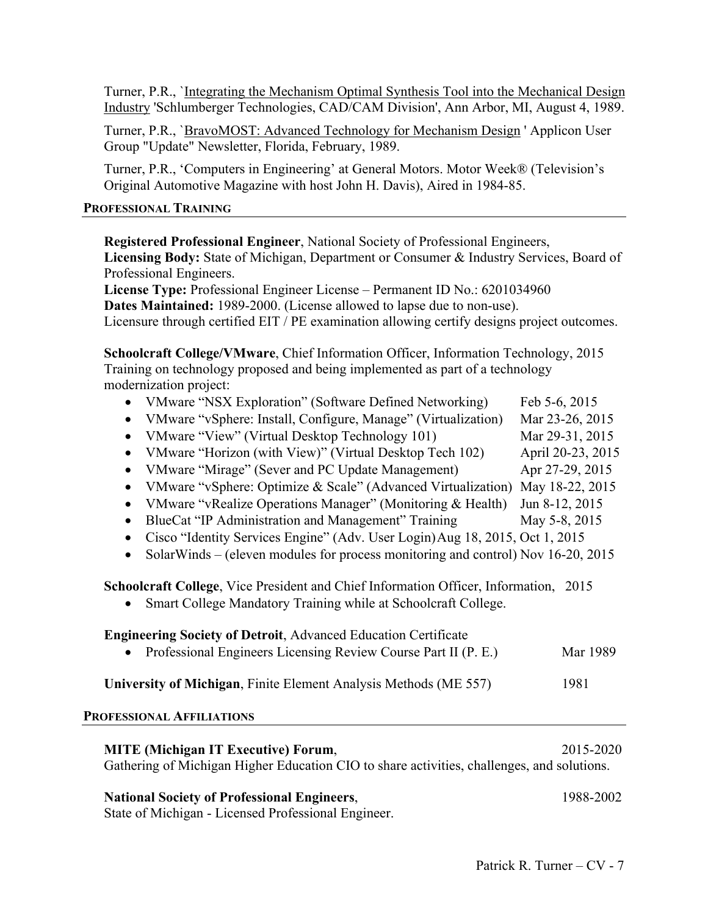Turner, P.R., `Integrating the Mechanism Optimal Synthesis Tool into the Mechanical Design Industry 'Schlumberger Technologies, CAD/CAM Division', Ann Arbor, MI, August 4, 1989.

Turner, P.R., `BravoMOST: Advanced Technology for Mechanism Design ' Applicon User Group "Update" Newsletter, Florida, February, 1989.

Turner, P.R., 'Computers in Engineering' at General Motors. Motor Week® (Television's Original Automotive Magazine with host John H. Davis), Aired in 1984-85.

## PROFESSIONAL TRAINING

**Registered Professional Engineer**, National Society of Professional Engineers,
**Licensing Body:** State of Michigan, Department or Consumer & Industry Services, Board of Professional Engineers.
**License Type:** Professional Engineer License – Permanent ID No.: 6201034960
**Dates Maintained:** 1989-2000. (License allowed to lapse due to non-use).
Licensure through certified EIT / PE examination allowing certify designs project outcomes.

**Schoolcraft College/VMware**, Chief Information Officer, Information Technology, 2015
Training on technology proposed and being implemented as part of a technology modernization project:

- VMware "NSX Exploration" (Software Defined Networking) Feb 5-6, 2015
- VMware "vSphere: Install, Configure, Manage" (Virtualization) Mar 23-26, 2015
- VMware "View" (Virtual Desktop Technology 101) Mar 29-31, 2015
- VMware "Horizon (with View)" (Virtual Desktop Tech 102) April 20-23, 2015
- VMware "Mirage" (Sever and PC Update Management) Apr 27-29, 2015
- VMware "vSphere: Optimize & Scale" (Advanced Virtualization) May 18-22, 2015
- VMware "vRealize Operations Manager" (Monitoring & Health) Jun 8-12, 2015
- BlueCat "IP Administration and Management" Training May 5-8, 2015
- Cisco "Identity Services Engine" (Adv. User Login) Aug 18, 2015, Oct 1, 2015
- SolarWinds – (eleven modules for process monitoring and control) Nov 16-20, 2015

**Schoolcraft College**, Vice President and Chief Information Officer, Information, 2015

- Smart College Mandatory Training while at Schoolcraft College.

**Engineering Society of Detroit**, Advanced Education Certificate

- Professional Engineers Licensing Review Course Part II (P. E.) Mar 1989

**University of Michigan**, Finite Element Analysis Methods (ME 557) 1981

## PROFESSIONAL AFFILIATIONS

**MITE (Michigan IT Executive) Forum**, 2015-2020
Gathering of Michigan Higher Education CIO to share activities, challenges, and solutions.

**National Society of Professional Engineers**, 1988-2002
State of Michigan - Licensed Professional Engineer.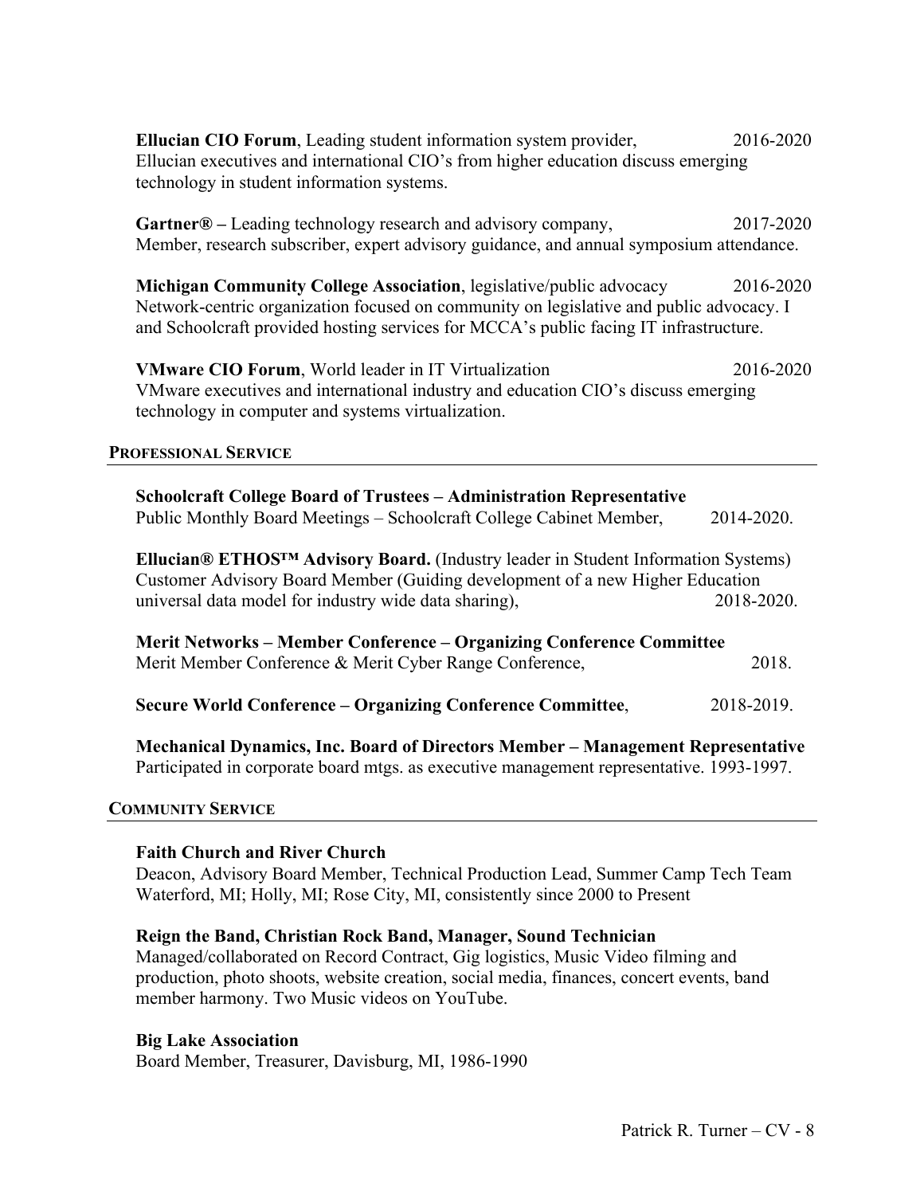**Ellucian CIO Forum**, Leading student information system provider, 2016-2020
Ellucian executives and international CIO's from higher education discuss emerging technology in student information systems.

**Gartner® –** Leading technology research and advisory company, 2017-2020
Member, research subscriber, expert advisory guidance, and annual symposium attendance.

**Michigan Community College Association**, legislative/public advocacy 2016-2020
Network-centric organization focused on community on legislative and public advocacy. I and Schoolcraft provided hosting services for MCCA's public facing IT infrastructure.

**VMware CIO Forum**, World leader in IT Virtualization 2016-2020
VMware executives and international industry and education CIO's discuss emerging technology in computer and systems virtualization.

## PROFESSIONAL SERVICE

**Schoolcraft College Board of Trustees – Administration Representative**
Public Monthly Board Meetings – Schoolcraft College Cabinet Member, 2014-2020.

**Ellucian® ETHOS™ Advisory Board.** (Industry leader in Student Information Systems)
Customer Advisory Board Member (Guiding development of a new Higher Education universal data model for industry wide data sharing), 2018-2020.

**Merit Networks – Member Conference – Organizing Conference Committee**
Merit Member Conference & Merit Cyber Range Conference, 2018.

**Secure World Conference – Organizing Conference Committee**, 2018-2019.

**Mechanical Dynamics, Inc. Board of Directors Member – Management Representative**
Participated in corporate board mtgs. as executive management representative. 1993-1997.

## COMMUNITY SERVICE

**Faith Church and River Church**
Deacon, Advisory Board Member, Technical Production Lead, Summer Camp Tech Team
Waterford, MI; Holly, MI; Rose City, MI, consistently since 2000 to Present

**Reign the Band, Christian Rock Band, Manager, Sound Technician**
Managed/collaborated on Record Contract, Gig logistics, Music Video filming and production, photo shoots, website creation, social media, finances, concert events, band member harmony. Two Music videos on YouTube.

**Big Lake Association**
Board Member, Treasurer, Davisburg, MI, 1986-1990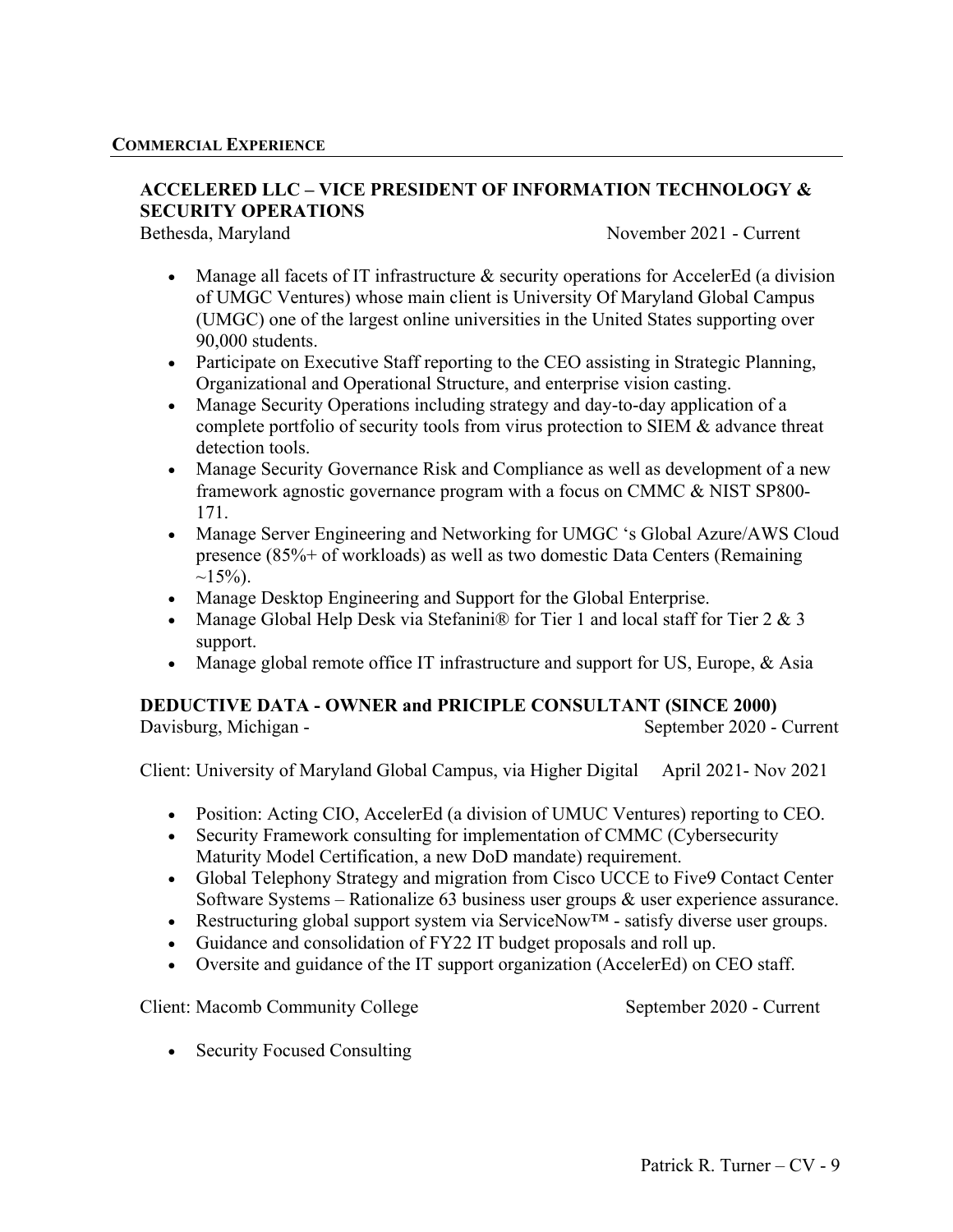## COMMERCIAL EXPERIENCE

### ACCELERED LLC – VICE PRESIDENT OF INFORMATION TECHNOLOGY & SECURITY OPERATIONS

Bethesda, Maryland — November 2021 - Current

- Manage all facets of IT infrastructure & security operations for AccelerEd (a division of UMGC Ventures) whose main client is University Of Maryland Global Campus (UMGC) one of the largest online universities in the United States supporting over 90,000 students.
- Participate on Executive Staff reporting to the CEO assisting in Strategic Planning, Organizational and Operational Structure, and enterprise vision casting.
- Manage Security Operations including strategy and day-to-day application of a complete portfolio of security tools from virus protection to SIEM & advance threat detection tools.
- Manage Security Governance Risk and Compliance as well as development of a new framework agnostic governance program with a focus on CMMC & NIST SP800-171.
- Manage Server Engineering and Networking for UMGC 's Global Azure/AWS Cloud presence (85%+ of workloads) as well as two domestic Data Centers (Remaining ~15%).
- Manage Desktop Engineering and Support for the Global Enterprise.
- Manage Global Help Desk via Stefanini® for Tier 1 and local staff for Tier 2 & 3 support.
- Manage global remote office IT infrastructure and support for US, Europe, & Asia

### DEDUCTIVE DATA - OWNER and PRICIPLE CONSULTANT (SINCE 2000)

Davisburg, Michigan - — September 2020 - Current

Client: University of Maryland Global Campus, via Higher Digital — April 2021- Nov 2021

- Position: Acting CIO, AccelerEd (a division of UMUC Ventures) reporting to CEO.
- Security Framework consulting for implementation of CMMC (Cybersecurity Maturity Model Certification, a new DoD mandate) requirement.
- Global Telephony Strategy and migration from Cisco UCCE to Five9 Contact Center Software Systems – Rationalize 63 business user groups & user experience assurance.
- Restructuring global support system via ServiceNow™ - satisfy diverse user groups.
- Guidance and consolidation of FY22 IT budget proposals and roll up.
- Oversite and guidance of the IT support organization (AccelerEd) on CEO staff.

Client: Macomb Community College — September 2020 - Current

- Security Focused Consulting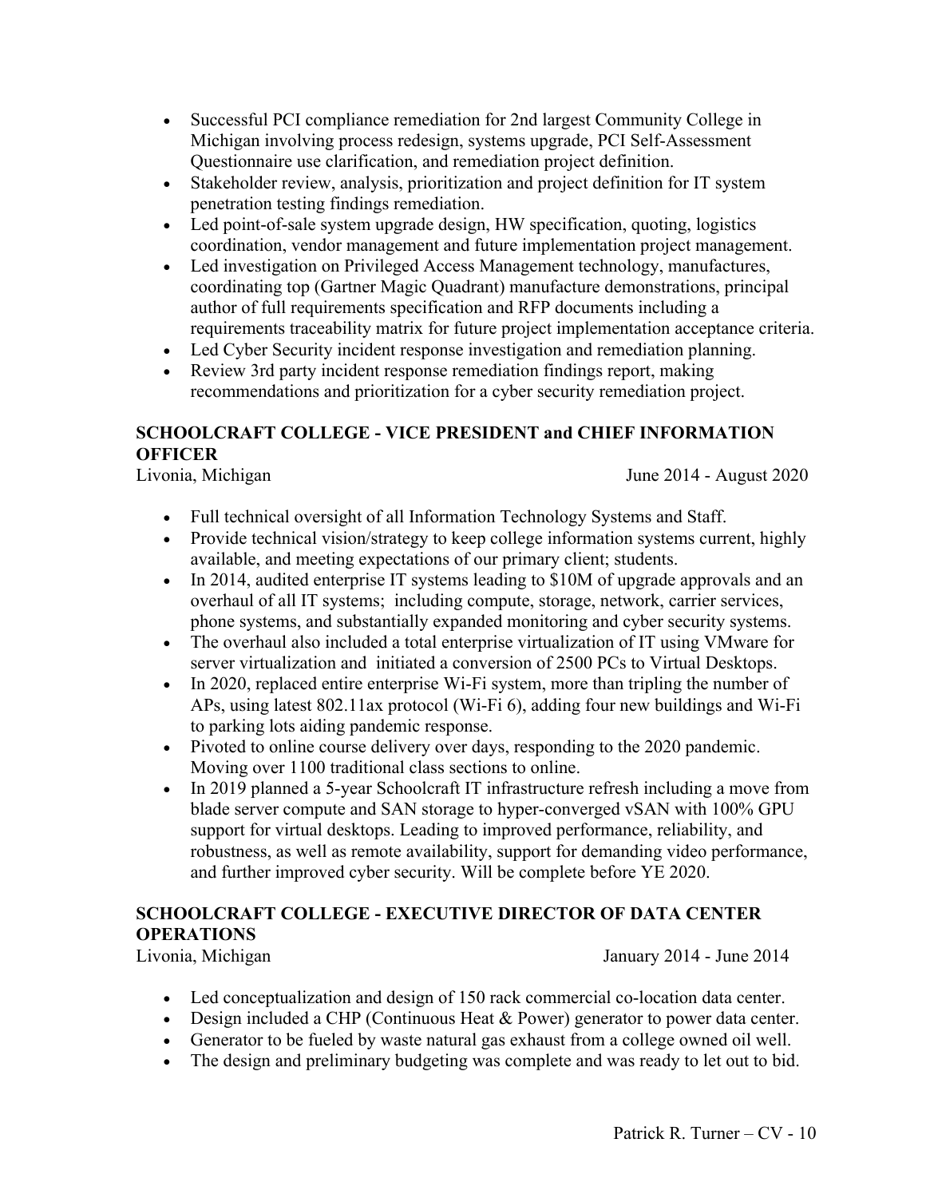- Successful PCI compliance remediation for 2nd largest Community College in Michigan involving process redesign, systems upgrade, PCI Self-Assessment Questionnaire use clarification, and remediation project definition.
- Stakeholder review, analysis, prioritization and project definition for IT system penetration testing findings remediation.
- Led point-of-sale system upgrade design, HW specification, quoting, logistics coordination, vendor management and future implementation project management.
- Led investigation on Privileged Access Management technology, manufactures, coordinating top (Gartner Magic Quadrant) manufacture demonstrations, principal author of full requirements specification and RFP documents including a requirements traceability matrix for future project implementation acceptance criteria.
- Led Cyber Security incident response investigation and remediation planning.
- Review 3rd party incident response remediation findings report, making recommendations and prioritization for a cyber security remediation project.

### SCHOOLCRAFT COLLEGE - VICE PRESIDENT and CHIEF INFORMATION OFFICER

Livonia, Michigan — June 2014 - August 2020

- Full technical oversight of all Information Technology Systems and Staff.
- Provide technical vision/strategy to keep college information systems current, highly available, and meeting expectations of our primary client; students.
- In 2014, audited enterprise IT systems leading to $10M of upgrade approvals and an overhaul of all IT systems; including compute, storage, network, carrier services, phone systems, and substantially expanded monitoring and cyber security systems.
- The overhaul also included a total enterprise virtualization of IT using VMware for server virtualization and initiated a conversion of 2500 PCs to Virtual Desktops.
- In 2020, replaced entire enterprise Wi-Fi system, more than tripling the number of APs, using latest 802.11ax protocol (Wi-Fi 6), adding four new buildings and Wi-Fi to parking lots aiding pandemic response.
- Pivoted to online course delivery over days, responding to the 2020 pandemic. Moving over 1100 traditional class sections to online.
- In 2019 planned a 5-year Schoolcraft IT infrastructure refresh including a move from blade server compute and SAN storage to hyper-converged vSAN with 100% GPU support for virtual desktops. Leading to improved performance, reliability, and robustness, as well as remote availability, support for demanding video performance, and further improved cyber security. Will be complete before YE 2020.

### SCHOOLCRAFT COLLEGE - EXECUTIVE DIRECTOR OF DATA CENTER OPERATIONS

Livonia, Michigan — January 2014 - June 2014

- Led conceptualization and design of 150 rack commercial co-location data center.
- Design included a CHP (Continuous Heat & Power) generator to power data center.
- Generator to be fueled by waste natural gas exhaust from a college owned oil well.
- The design and preliminary budgeting was complete and was ready to let out to bid.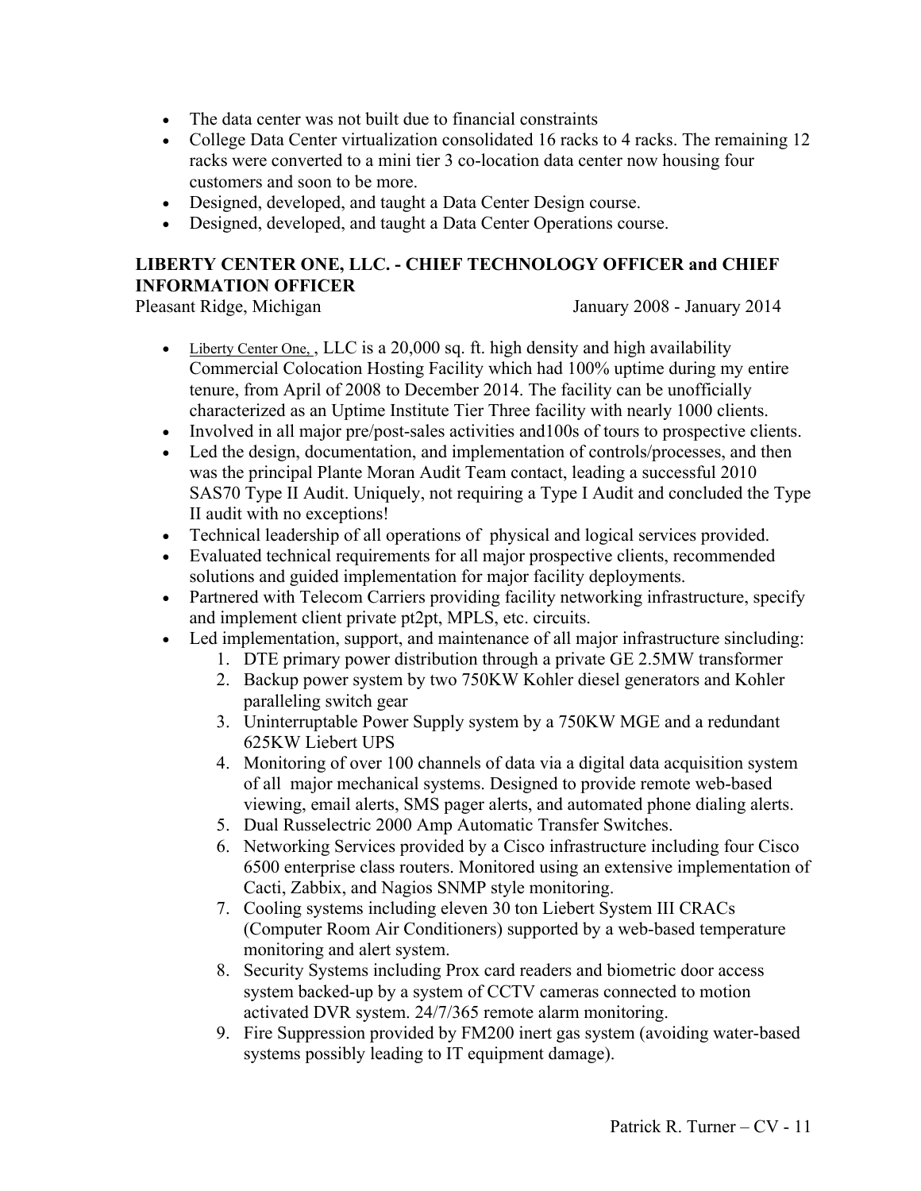- The data center was not built due to financial constraints
- College Data Center virtualization consolidated 16 racks to 4 racks. The remaining 12 racks were converted to a mini tier 3 co-location data center now housing four customers and soon to be more.
- Designed, developed, and taught a Data Center Design course.
- Designed, developed, and taught a Data Center Operations course.

**LIBERTY CENTER ONE, LLC. - CHIEF TECHNOLOGY OFFICER and CHIEF INFORMATION OFFICER**
Pleasant Ridge, Michigan January 2008 - January 2014

- Liberty Center One, , LLC is a 20,000 sq. ft. high density and high availability Commercial Colocation Hosting Facility which had 100% uptime during my entire tenure, from April of 2008 to December 2014. The facility can be unofficially characterized as an Uptime Institute Tier Three facility with nearly 1000 clients.
- Involved in all major pre/post-sales activities and100s of tours to prospective clients.
- Led the design, documentation, and implementation of controls/processes, and then was the principal Plante Moran Audit Team contact, leading a successful 2010 SAS70 Type II Audit. Uniquely, not requiring a Type I Audit and concluded the Type II audit with no exceptions!
- Technical leadership of all operations of physical and logical services provided.
- Evaluated technical requirements for all major prospective clients, recommended solutions and guided implementation for major facility deployments.
- Partnered with Telecom Carriers providing facility networking infrastructure, specify and implement client private pt2pt, MPLS, etc. circuits.
- Led implementation, support, and maintenance of all major infrastructure sincluding:
    1. DTE primary power distribution through a private GE 2.5MW transformer
    2. Backup power system by two 750KW Kohler diesel generators and Kohler paralleling switch gear
    3. Uninterruptable Power Supply system by a 750KW MGE and a redundant 625KW Liebert UPS
    4. Monitoring of over 100 channels of data via a digital data acquisition system of all major mechanical systems. Designed to provide remote web-based viewing, email alerts, SMS pager alerts, and automated phone dialing alerts.
    5. Dual Russelectric 2000 Amp Automatic Transfer Switches.
    6. Networking Services provided by a Cisco infrastructure including four Cisco 6500 enterprise class routers. Monitored using an extensive implementation of Cacti, Zabbix, and Nagios SNMP style monitoring.
    7. Cooling systems including eleven 30 ton Liebert System III CRACs (Computer Room Air Conditioners) supported by a web-based temperature monitoring and alert system.
    8. Security Systems including Prox card readers and biometric door access system backed-up by a system of CCTV cameras connected to motion activated DVR system. 24/7/365 remote alarm monitoring.
    9. Fire Suppression provided by FM200 inert gas system (avoiding water-based systems possibly leading to IT equipment damage).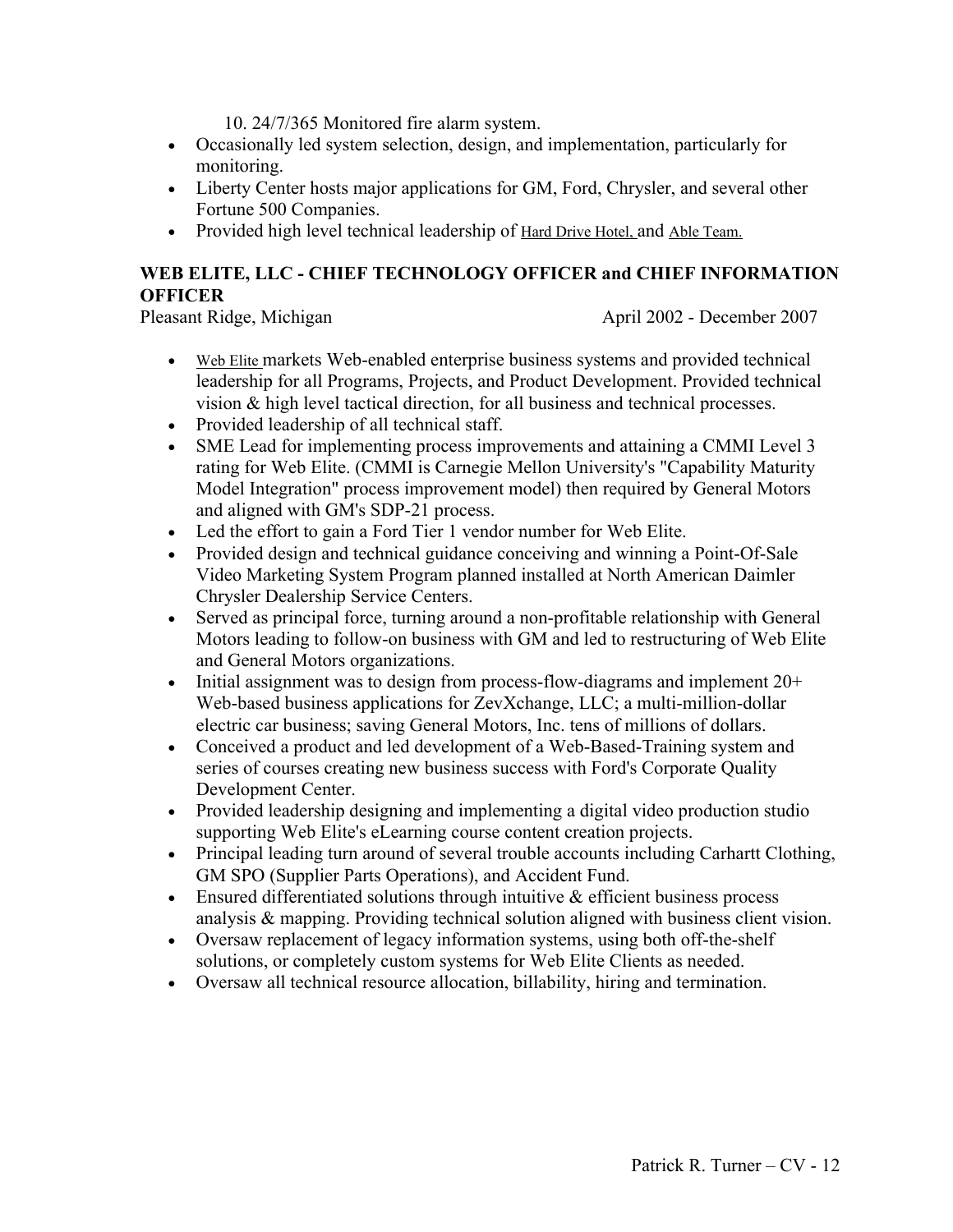10. 24/7/365 Monitored fire alarm system.

- Occasionally led system selection, design, and implementation, particularly for monitoring.
- Liberty Center hosts major applications for GM, Ford, Chrysler, and several other Fortune 500 Companies.
- Provided high level technical leadership of Hard Drive Hotel, and Able Team.

**WEB ELITE, LLC - CHIEF TECHNOLOGY OFFICER and CHIEF INFORMATION OFFICER**

Pleasant Ridge, Michigan April 2002 - December 2007

- Web Elite markets Web-enabled enterprise business systems and provided technical leadership for all Programs, Projects, and Product Development. Provided technical vision & high level tactical direction, for all business and technical processes.
- Provided leadership of all technical staff.
- SME Lead for implementing process improvements and attaining a CMMI Level 3 rating for Web Elite. (CMMI is Carnegie Mellon University's "Capability Maturity Model Integration" process improvement model) then required by General Motors and aligned with GM's SDP-21 process.
- Led the effort to gain a Ford Tier 1 vendor number for Web Elite.
- Provided design and technical guidance conceiving and winning a Point-Of-Sale Video Marketing System Program planned installed at North American Daimler Chrysler Dealership Service Centers.
- Served as principal force, turning around a non-profitable relationship with General Motors leading to follow-on business with GM and led to restructuring of Web Elite and General Motors organizations.
- Initial assignment was to design from process-flow-diagrams and implement 20+ Web-based business applications for ZevXchange, LLC; a multi-million-dollar electric car business; saving General Motors, Inc. tens of millions of dollars.
- Conceived a product and led development of a Web-Based-Training system and series of courses creating new business success with Ford's Corporate Quality Development Center.
- Provided leadership designing and implementing a digital video production studio supporting Web Elite's eLearning course content creation projects.
- Principal leading turn around of several trouble accounts including Carhartt Clothing, GM SPO (Supplier Parts Operations), and Accident Fund.
- Ensured differentiated solutions through intuitive & efficient business process analysis & mapping. Providing technical solution aligned with business client vision.
- Oversaw replacement of legacy information systems, using both off-the-shelf solutions, or completely custom systems for Web Elite Clients as needed.
- Oversaw all technical resource allocation, billability, hiring and termination.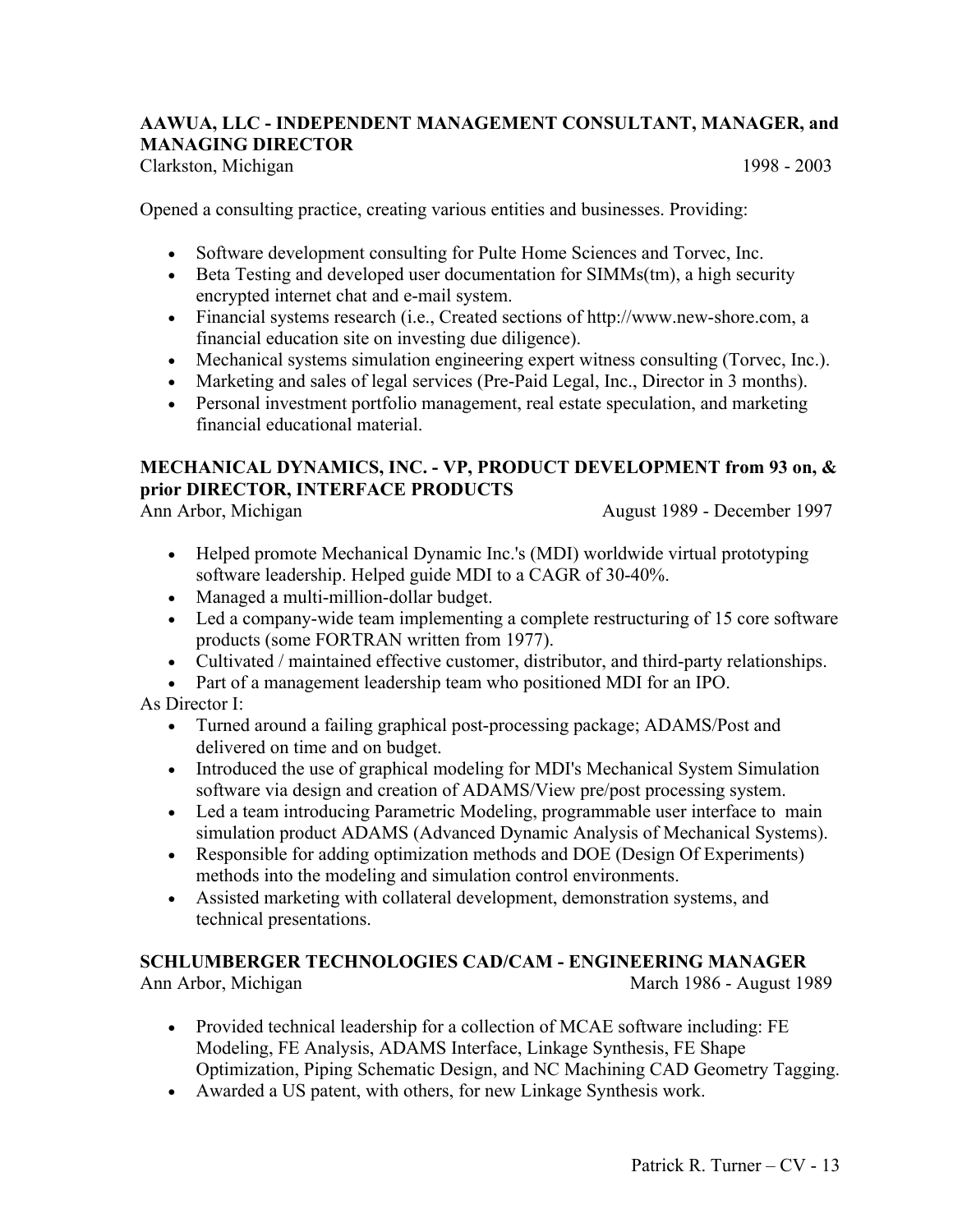**AAWUA, LLC - INDEPENDENT MANAGEMENT CONSULTANT, MANAGER, and MANAGING DIRECTOR**
Clarkston, Michigan 1998 - 2003

Opened a consulting practice, creating various entities and businesses. Providing:

- Software development consulting for Pulte Home Sciences and Torvec, Inc.
- Beta Testing and developed user documentation for SIMMs(tm), a high security encrypted internet chat and e-mail system.
- Financial systems research (i.e., Created sections of http://www.new-shore.com, a financial education site on investing due diligence).
- Mechanical systems simulation engineering expert witness consulting (Torvec, Inc.).
- Marketing and sales of legal services (Pre-Paid Legal, Inc., Director in 3 months).
- Personal investment portfolio management, real estate speculation, and marketing financial educational material.

**MECHANICAL DYNAMICS, INC. - VP, PRODUCT DEVELOPMENT from 93 on, & prior DIRECTOR, INTERFACE PRODUCTS**
Ann Arbor, Michigan August 1989 - December 1997

- Helped promote Mechanical Dynamic Inc.'s (MDI) worldwide virtual prototyping software leadership. Helped guide MDI to a CAGR of 30-40%.
- Managed a multi-million-dollar budget.
- Led a company-wide team implementing a complete restructuring of 15 core software products (some FORTRAN written from 1977).
- Cultivated / maintained effective customer, distributor, and third-party relationships.
- Part of a management leadership team who positioned MDI for an IPO.

As Director I:

- Turned around a failing graphical post-processing package; ADAMS/Post and delivered on time and on budget.
- Introduced the use of graphical modeling for MDI's Mechanical System Simulation software via design and creation of ADAMS/View pre/post processing system.
- Led a team introducing Parametric Modeling, programmable user interface to main simulation product ADAMS (Advanced Dynamic Analysis of Mechanical Systems).
- Responsible for adding optimization methods and DOE (Design Of Experiments) methods into the modeling and simulation control environments.
- Assisted marketing with collateral development, demonstration systems, and technical presentations.

**SCHLUMBERGER TECHNOLOGIES CAD/CAM - ENGINEERING MANAGER**
Ann Arbor, Michigan March 1986 - August 1989

- Provided technical leadership for a collection of MCAE software including: FE Modeling, FE Analysis, ADAMS Interface, Linkage Synthesis, FE Shape Optimization, Piping Schematic Design, and NC Machining CAD Geometry Tagging.
- Awarded a US patent, with others, for new Linkage Synthesis work.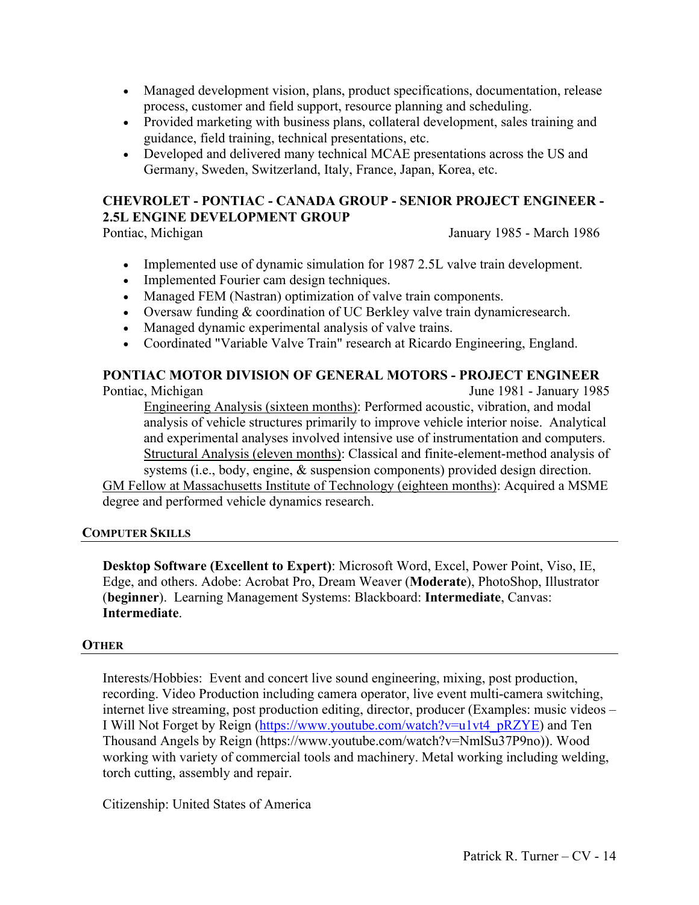- Managed development vision, plans, product specifications, documentation, release process, customer and field support, resource planning and scheduling.
- Provided marketing with business plans, collateral development, sales training and guidance, field training, technical presentations, etc.
- Developed and delivered many technical MCAE presentations across the US and Germany, Sweden, Switzerland, Italy, France, Japan, Korea, etc.

### CHEVROLET - PONTIAC - CANADA GROUP - SENIOR PROJECT ENGINEER - 2.5L ENGINE DEVELOPMENT GROUP

Pontiac, Michigan January 1985 - March 1986

- Implemented use of dynamic simulation for 1987 2.5L valve train development.
- Implemented Fourier cam design techniques.
- Managed FEM (Nastran) optimization of valve train components.
- Oversaw funding & coordination of UC Berkley valve train dynamicresearch.
- Managed dynamic experimental analysis of valve trains.
- Coordinated "Variable Valve Train" research at Ricardo Engineering, England.

### PONTIAC MOTOR DIVISION OF GENERAL MOTORS - PROJECT ENGINEER

Pontiac, Michigan June 1981 - January 1985

Engineering Analysis (sixteen months): Performed acoustic, vibration, and modal analysis of vehicle structures primarily to improve vehicle interior noise. Analytical and experimental analyses involved intensive use of instrumentation and computers.
Structural Analysis (eleven months): Classical and finite-element-method analysis of systems (i.e., body, engine, & suspension components) provided design direction.

GM Fellow at Massachusetts Institute of Technology (eighteen months): Acquired a MSME degree and performed vehicle dynamics research.

## COMPUTER SKILLS

**Desktop Software (Excellent to Expert)**: Microsoft Word, Excel, Power Point, Viso, IE, Edge, and others. Adobe: Acrobat Pro, Dream Weaver (**Moderate**), PhotoShop, Illustrator (**beginner**). Learning Management Systems: Blackboard: **Intermediate**, Canvas: **Intermediate**.

## OTHER

Interests/Hobbies: Event and concert live sound engineering, mixing, post production, recording. Video Production including camera operator, live event multi-camera switching, internet live streaming, post production editing, director, producer (Examples: music videos – I Will Not Forget by Reign (https://www.youtube.com/watch?v=u1vt4_pRZYE) and Ten Thousand Angels by Reign (https://www.youtube.com/watch?v=NmlSu37P9no)). Wood working with variety of commercial tools and machinery. Metal working including welding, torch cutting, assembly and repair.

Citizenship: United States of America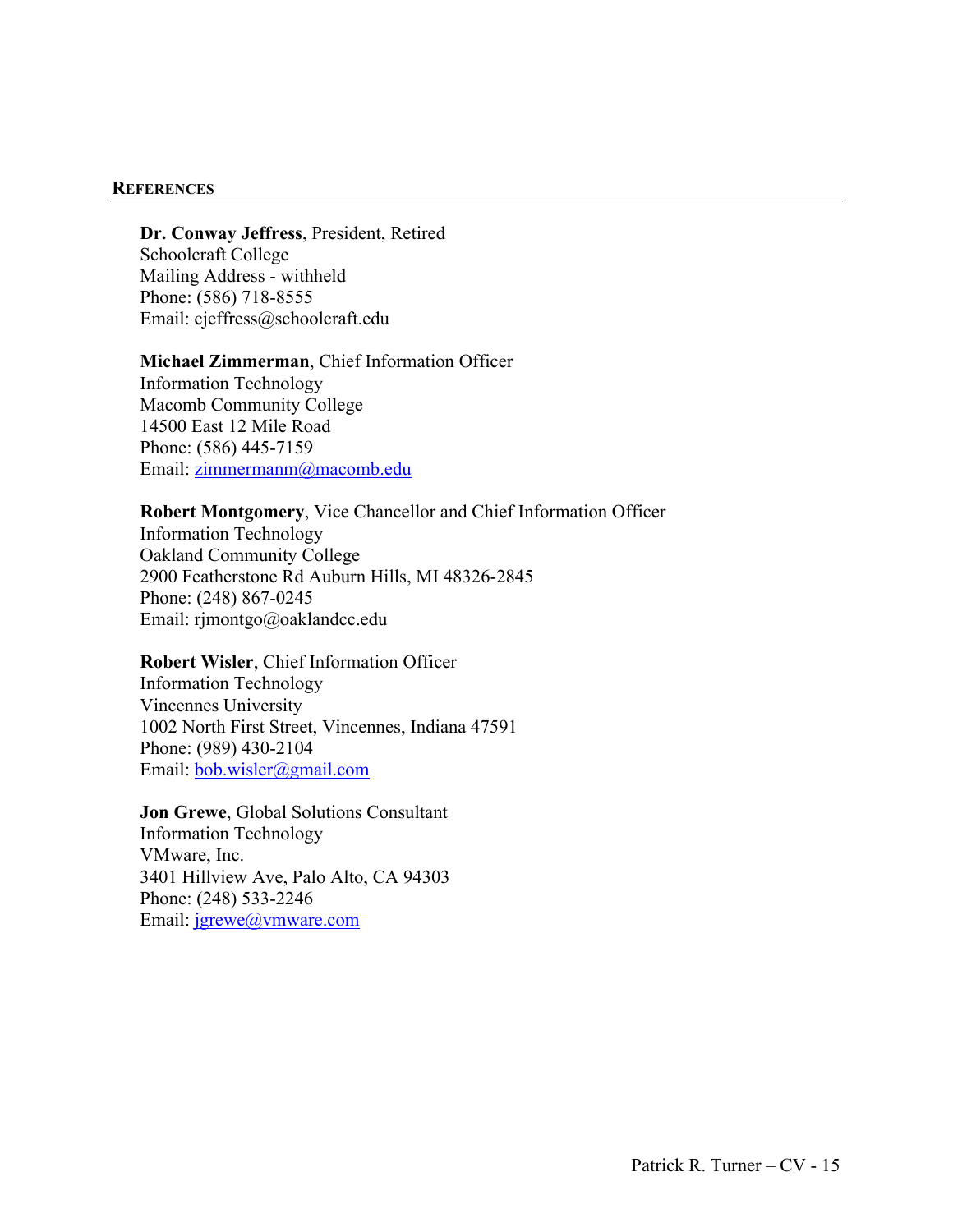## REFERENCES

**Dr. Conway Jeffress**, President, Retired
Schoolcraft College
Mailing Address - withheld
Phone: (586) 718-8555
Email: cjeffress@schoolcraft.edu

**Michael Zimmerman**, Chief Information Officer
Information Technology
Macomb Community College
14500 East 12 Mile Road
Phone: (586) 445-7159
Email: zimmermanm@macomb.edu

**Robert Montgomery**, Vice Chancellor and Chief Information Officer
Information Technology
Oakland Community College
2900 Featherstone Rd Auburn Hills, MI 48326-2845
Phone: (248) 867-0245
Email: rjmontgo@oaklandcc.edu

**Robert Wisler**, Chief Information Officer
Information Technology
Vincennes University
1002 North First Street, Vincennes, Indiana 47591
Phone: (989) 430-2104
Email: bob.wisler@gmail.com

**Jon Grewe**, Global Solutions Consultant
Information Technology
VMware, Inc.
3401 Hillview Ave, Palo Alto, CA 94303
Phone: (248) 533-2246
Email: jgrewe@vmware.com